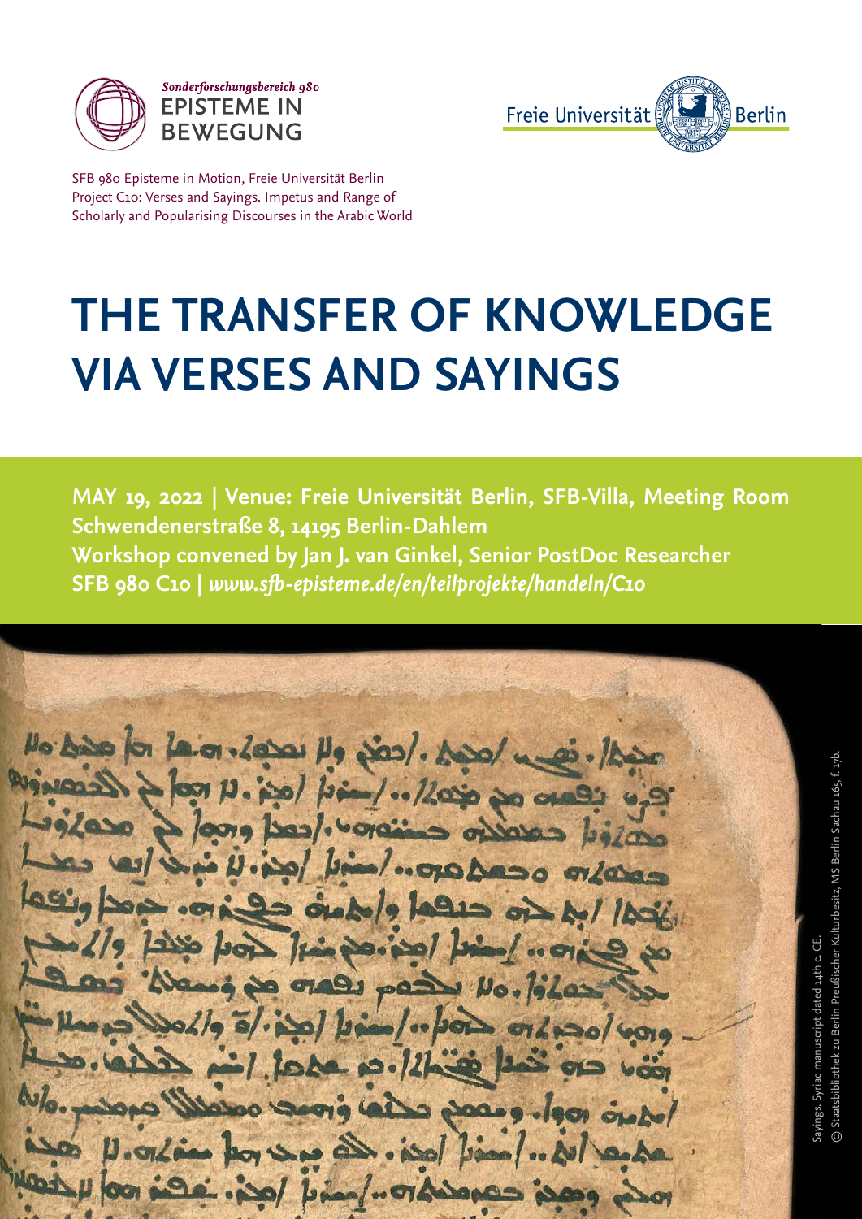Sonderforschungsbereich 980
EPISTEME IN BEWEGUNG

Freie Universität Berlin

SFB 980 Episteme in Motion, Freie Universität Berlin
Project C10: Verses and Sayings. Impetus and Range of Scholarly and Popularising Discourses in the Arabic World

# THE TRANSFER OF KNOWLEDGE VIA VERSES AND SAYINGS

**MAY 19, 2022 | Venue: Freie Universität Berlin, SFB-Villa, Meeting Room**
**Schwendenerstraße 8, 14195 Berlin-Dahlem**
**Workshop convened by Jan J. van Ginkel, Senior PostDoc Researcher**
**SFB 980 C10 |** ***www.sfb-episteme.de/en/teilprojekte/handeln/C10***

Sayings. Syriac manuscript dated 14th c. CE.
© Staatsbibliothek zu Berlin Preußischer Kulturbesitz, MS Berlin Sachau 165, f. 17b.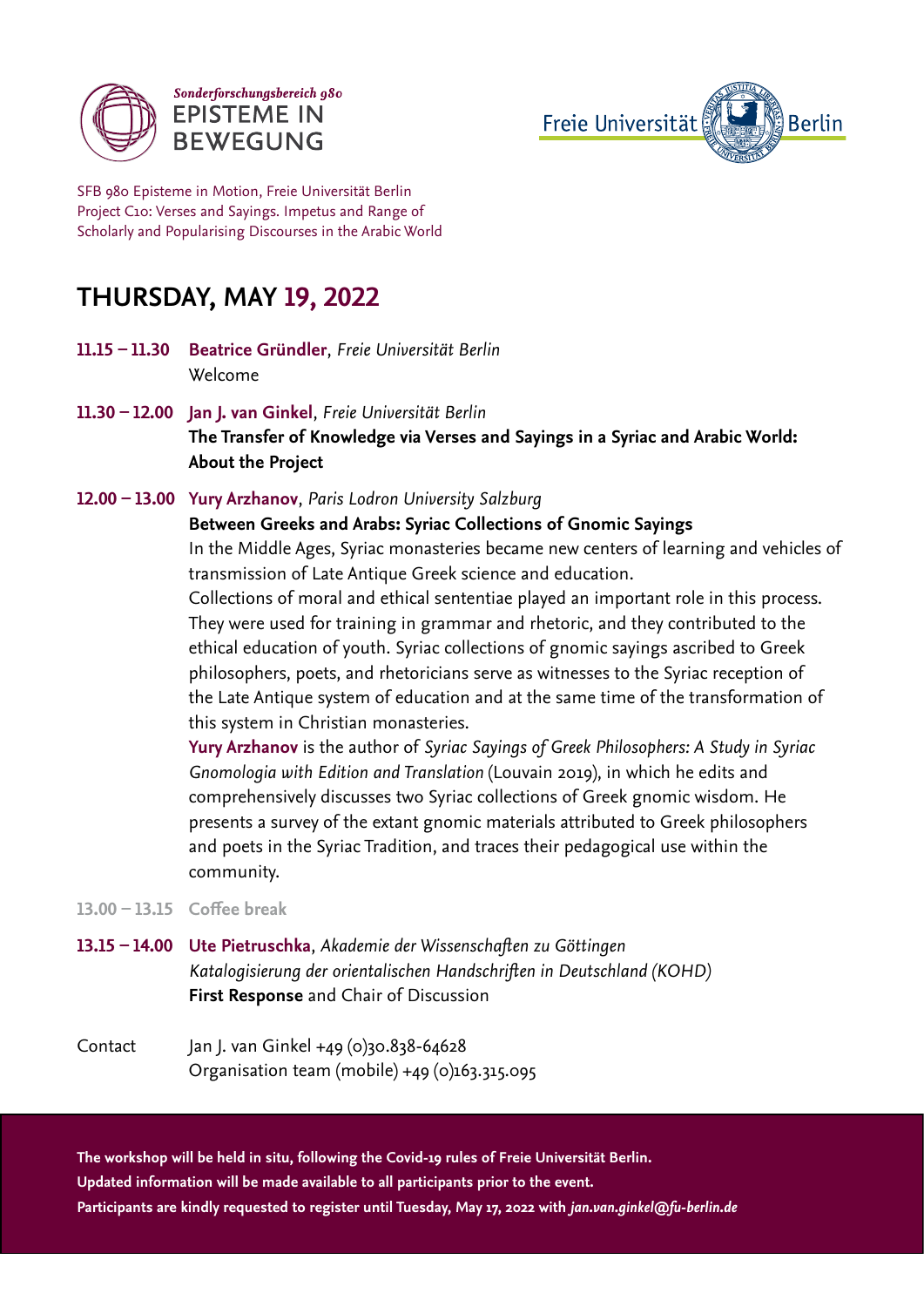Sonderforschungsbereich 980
EPISTEME IN BEWEGUNG

Freie Universität Berlin

SFB 980 Episteme in Motion, Freie Universität Berlin
Project C10: Verses and Sayings. Impetus and Range of Scholarly and Popularising Discourses in the Arabic World

# THURSDAY, MAY 19, 2022

**11.15 – 11.30** **Beatrice Gründler**, *Freie Universität Berlin*
Welcome

**11.30 – 12.00** **Jan J. van Ginkel**, *Freie Universität Berlin*
**The Transfer of Knowledge via Verses and Sayings in a Syriac and Arabic World: About the Project**

**12.00 – 13.00** **Yury Arzhanov**, *Paris Lodron University Salzburg*
**Between Greeks and Arabs: Syriac Collections of Gnomic Sayings**
In the Middle Ages, Syriac monasteries became new centers of learning and vehicles of transmission of Late Antique Greek science and education.
Collections of moral and ethical sententiae played an important role in this process. They were used for training in grammar and rhetoric, and they contributed to the ethical education of youth. Syriac collections of gnomic sayings ascribed to Greek philosophers, poets, and rhetoricians serve as witnesses to the Syriac reception of the Late Antique system of education and at the same time of the transformation of this system in Christian monasteries.
**Yury Arzhanov** is the author of *Syriac Sayings of Greek Philosophers: A Study in Syriac Gnomologia with Edition and Translation* (Louvain 2019), in which he edits and comprehensively discusses two Syriac collections of Greek gnomic wisdom. He presents a survey of the extant gnomic materials attributed to Greek philosophers and poets in the Syriac Tradition, and traces their pedagogical use within the community.

**13.00 – 13.15** **Coffee break**

**13.15 – 14.00** **Ute Pietruschka**, *Akademie der Wissenschaften zu Göttingen*
*Katalogisierung der orientalischen Handschriften in Deutschland (KOHD)*
**First Response** and Chair of Discussion

Contact Jan J. van Ginkel +49 (0)30.838-64628
Organisation team (mobile) +49 (0)163.315.095

**The workshop will be held in situ, following the Covid-19 rules of Freie Universität Berlin.**
**Updated information will be made available to all participants prior to the event.**
**Participants are kindly requested to register until Tuesday, May 17, 2022 with *jan.van.ginkel@fu-berlin.de***